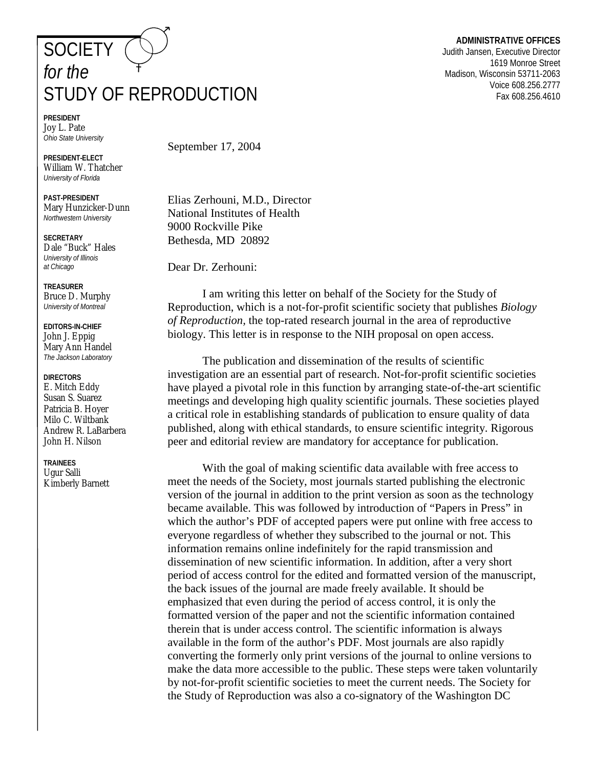# SOCIETY *for the* STUDY OF REPRODUCTION

**ADMINISTRATIVE OFFICES**
Judith Jansen, Executive Director
1619 Monroe Street
Madison, Wisconsin 53711-2063
Voice 608.256.2777
Fax 608.256.4610

**PRESIDENT**
Joy L. Pate
*Ohio State University*

**PRESIDENT-ELECT**
William W. Thatcher
*University of Florida*

**PAST-PRESIDENT**
Mary Hunzicker-Dunn
*Northwestern University*

**SECRETARY**
Dale "Buck" Hales
*University of Illinois at Chicago*

**TREASURER**
Bruce D. Murphy
*University of Montreal*

**EDITORS-IN-CHIEF**
John J. Eppig
Mary Ann Handel
*The Jackson Laboratory*

**DIRECTORS**
E. Mitch Eddy
Susan S. Suarez
Patricia B. Hoyer
Milo C. Wiltbank
Andrew R. LaBarbera
John H. Nilson

**TRAINEES**
Ugur Salli
Kimberly Barnett

September 17, 2004

Elias Zerhouni, M.D., Director
National Institutes of Health
9000 Rockville Pike
Bethesda, MD 20892

Dear Dr. Zerhouni:

I am writing this letter on behalf of the Society for the Study of Reproduction, which is a not-for-profit scientific society that publishes *Biology of Reproduction,* the top-rated research journal in the area of reproductive biology. This letter is in response to the NIH proposal on open access.

The publication and dissemination of the results of scientific investigation are an essential part of research. Not-for-profit scientific societies have played a pivotal role in this function by arranging state-of-the-art scientific meetings and developing high quality scientific journals. These societies played a critical role in establishing standards of publication to ensure quality of data published, along with ethical standards, to ensure scientific integrity. Rigorous peer and editorial review are mandatory for acceptance for publication.

With the goal of making scientific data available with free access to meet the needs of the Society, most journals started publishing the electronic version of the journal in addition to the print version as soon as the technology became available. This was followed by introduction of "Papers in Press" in which the author's PDF of accepted papers were put online with free access to everyone regardless of whether they subscribed to the journal or not. This information remains online indefinitely for the rapid transmission and dissemination of new scientific information. In addition, after a very short period of access control for the edited and formatted version of the manuscript, the back issues of the journal are made freely available. It should be emphasized that even during the period of access control, it is only the formatted version of the paper and not the scientific information contained therein that is under access control. The scientific information is always available in the form of the author's PDF. Most journals are also rapidly converting the formerly only print versions of the journal to online versions to make the data more accessible to the public. These steps were taken voluntarily by not-for-profit scientific societies to meet the current needs. The Society for the Study of Reproduction was also a co-signatory of the Washington DC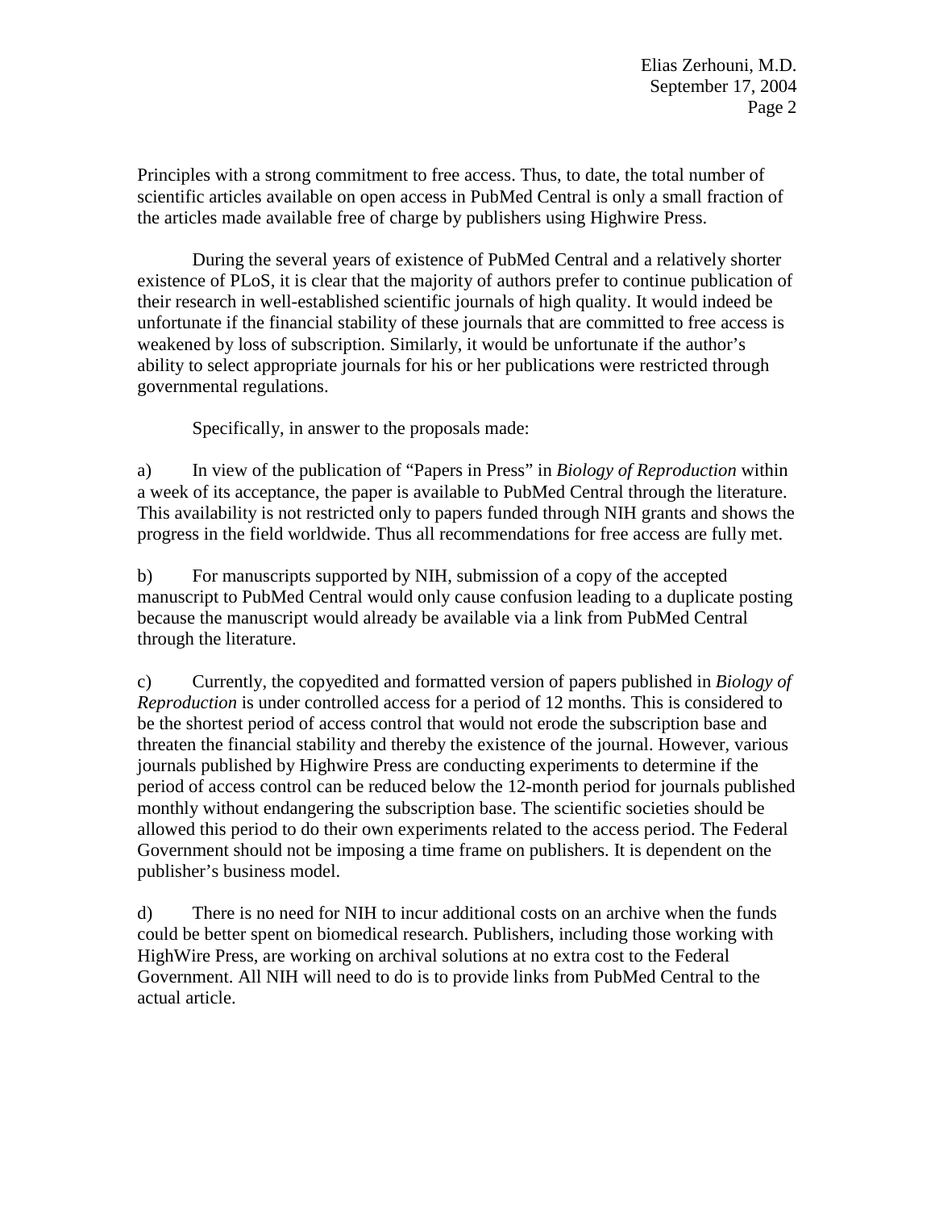Principles with a strong commitment to free access. Thus, to date, the total number of scientific articles available on open access in PubMed Central is only a small fraction of the articles made available free of charge by publishers using Highwire Press.

During the several years of existence of PubMed Central and a relatively shorter existence of PLoS, it is clear that the majority of authors prefer to continue publication of their research in well-established scientific journals of high quality. It would indeed be unfortunate if the financial stability of these journals that are committed to free access is weakened by loss of subscription. Similarly, it would be unfortunate if the author's ability to select appropriate journals for his or her publications were restricted through governmental regulations.

Specifically, in answer to the proposals made:

a) In view of the publication of "Papers in Press" in *Biology of Reproduction* within a week of its acceptance, the paper is available to PubMed Central through the literature. This availability is not restricted only to papers funded through NIH grants and shows the progress in the field worldwide. Thus all recommendations for free access are fully met.

b) For manuscripts supported by NIH, submission of a copy of the accepted manuscript to PubMed Central would only cause confusion leading to a duplicate posting because the manuscript would already be available via a link from PubMed Central through the literature.

c) Currently, the copyedited and formatted version of papers published in *Biology of Reproduction* is under controlled access for a period of 12 months. This is considered to be the shortest period of access control that would not erode the subscription base and threaten the financial stability and thereby the existence of the journal. However, various journals published by Highwire Press are conducting experiments to determine if the period of access control can be reduced below the 12-month period for journals published monthly without endangering the subscription base. The scientific societies should be allowed this period to do their own experiments related to the access period. The Federal Government should not be imposing a time frame on publishers. It is dependent on the publisher's business model.

d) There is no need for NIH to incur additional costs on an archive when the funds could be better spent on biomedical research. Publishers, including those working with HighWire Press, are working on archival solutions at no extra cost to the Federal Government. All NIH will need to do is to provide links from PubMed Central to the actual article.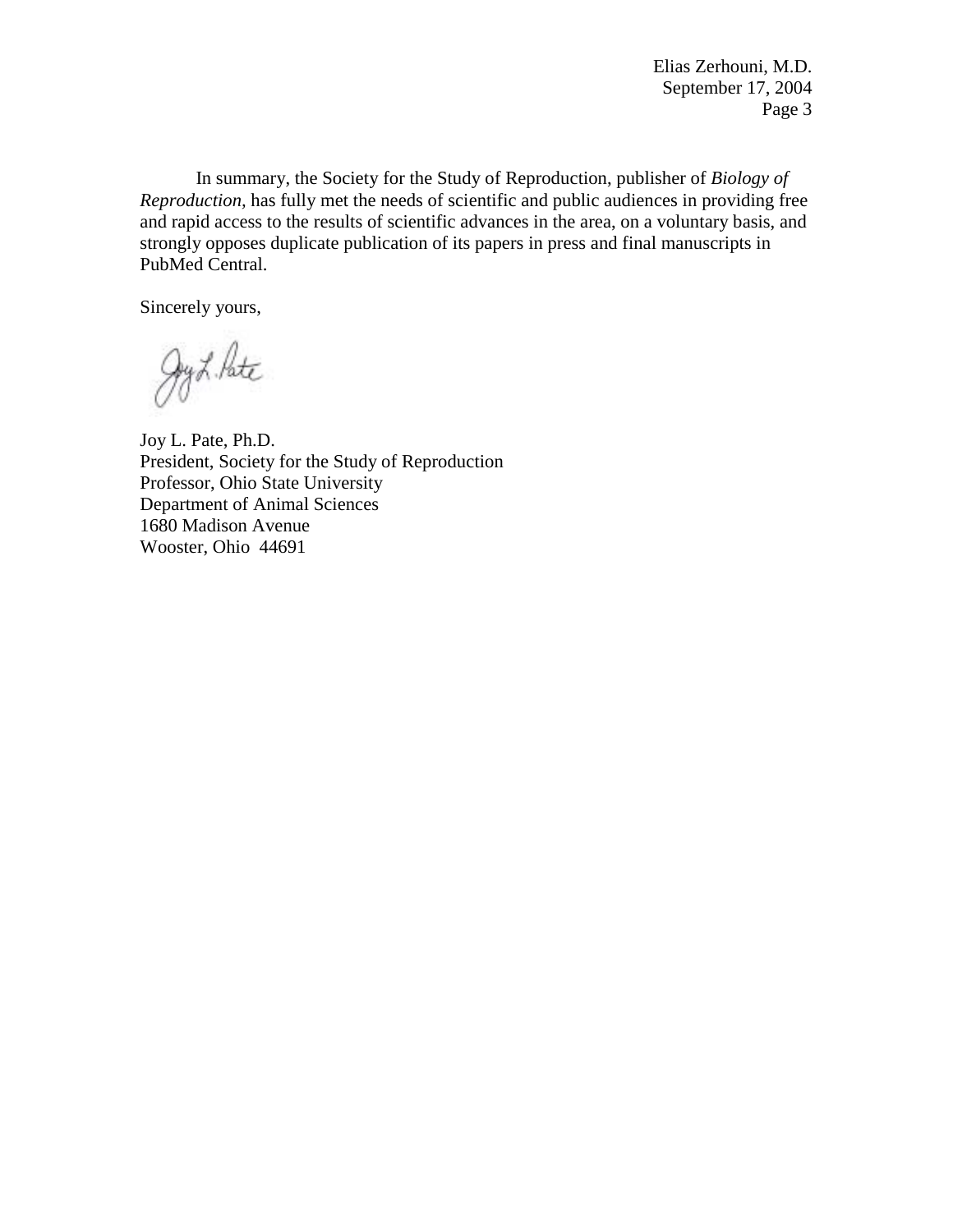In summary, the Society for the Study of Reproduction, publisher of *Biology of Reproduction*, has fully met the needs of scientific and public audiences in providing free and rapid access to the results of scientific advances in the area, on a voluntary basis, and strongly opposes duplicate publication of its papers in press and final manuscripts in PubMed Central.

Sincerely yours,

Joy L. Pate, Ph.D.
President, Society for the Study of Reproduction
Professor, Ohio State University
Department of Animal Sciences
1680 Madison Avenue
Wooster, Ohio 44691